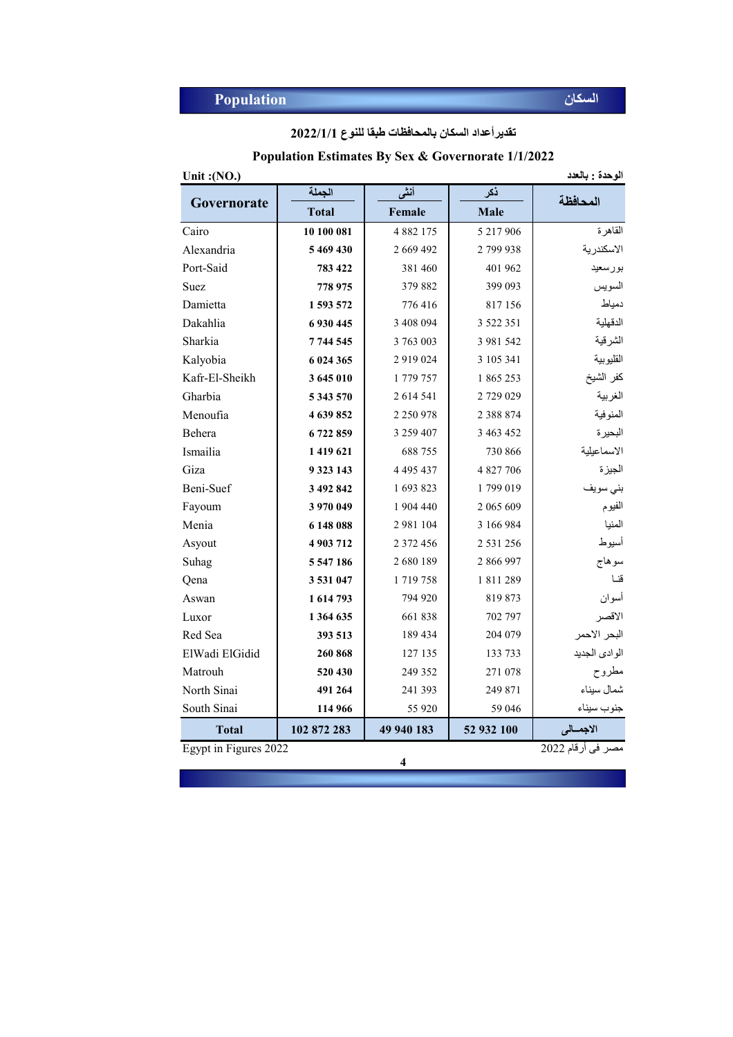## Population السكان

### تقدير أعداد السكان بالمحافظات طبقا للنوع 2022/1/1

### Population Estimates By Sex & Governorate 1/1/2022

Unit :(NO.) الوحدة : بالعدد

| Governorate | الجملة Total | أنثى Female | ذكر Male | المحافظة |
|---|---|---|---|---|
| Cairo | **10 100 081** | 4 882 175 | 5 217 906 | القاهرة |
| Alexandria | **5 469 430** | 2 669 492 | 2 799 938 | الاسكندرية |
| Port-Said | **783 422** | 381 460 | 401 962 | بورسعيد |
| Suez | **778 975** | 379 882 | 399 093 | السويس |
| Damietta | **1 593 572** | 776 416 | 817 156 | دمياط |
| Dakahlia | **6 930 445** | 3 408 094 | 3 522 351 | الدقهلية |
| Sharkia | **7 744 545** | 3 763 003 | 3 981 542 | الشرقية |
| Kalyobia | **6 024 365** | 2 919 024 | 3 105 341 | القليوبية |
| Kafr-El-Sheikh | **3 645 010** | 1 779 757 | 1 865 253 | كفر الشيخ |
| Gharbia | **5 343 570** | 2 614 541 | 2 729 029 | الغربية |
| Menoufia | **4 639 852** | 2 250 978 | 2 388 874 | المنوفية |
| Behera | **6 722 859** | 3 259 407 | 3 463 452 | البحيرة |
| Ismailia | **1 419 621** | 688 755 | 730 866 | الاسماعيلية |
| Giza | **9 323 143** | 4 495 437 | 4 827 706 | الجيزة |
| Beni-Suef | **3 492 842** | 1 693 823 | 1 799 019 | بني سويف |
| Fayoum | **3 970 049** | 1 904 440 | 2 065 609 | الفيوم |
| Menia | **6 148 088** | 2 981 104 | 3 166 984 | المنيا |
| Asyout | **4 903 712** | 2 372 456 | 2 531 256 | أسيوط |
| Suhag | **5 547 186** | 2 680 189 | 2 866 997 | سوهاج |
| Qena | **3 531 047** | 1 719 758 | 1 811 289 | قنا |
| Aswan | **1 614 793** | 794 920 | 819 873 | أسوان |
| Luxor | **1 364 635** | 661 838 | 702 797 | الاقصر |
| Red Sea | **393 513** | 189 434 | 204 079 | البحر الاحمر |
| ElWadi ElGidid | **260 868** | 127 135 | 133 733 | الوادى الجديد |
| Matrouh | **520 430** | 249 352 | 271 078 | مطروح |
| North Sinai | **491 264** | 241 393 | 249 871 | شمال سيناء |
| South Sinai | **114 966** | 55 920 | 59 046 | جنوب سيناء |
| **Total** | **102 872 283** | **49 940 183** | **52 932 100** | **الاجمـالى** |

Egypt in Figures 2022 مصر فى أرقام 2022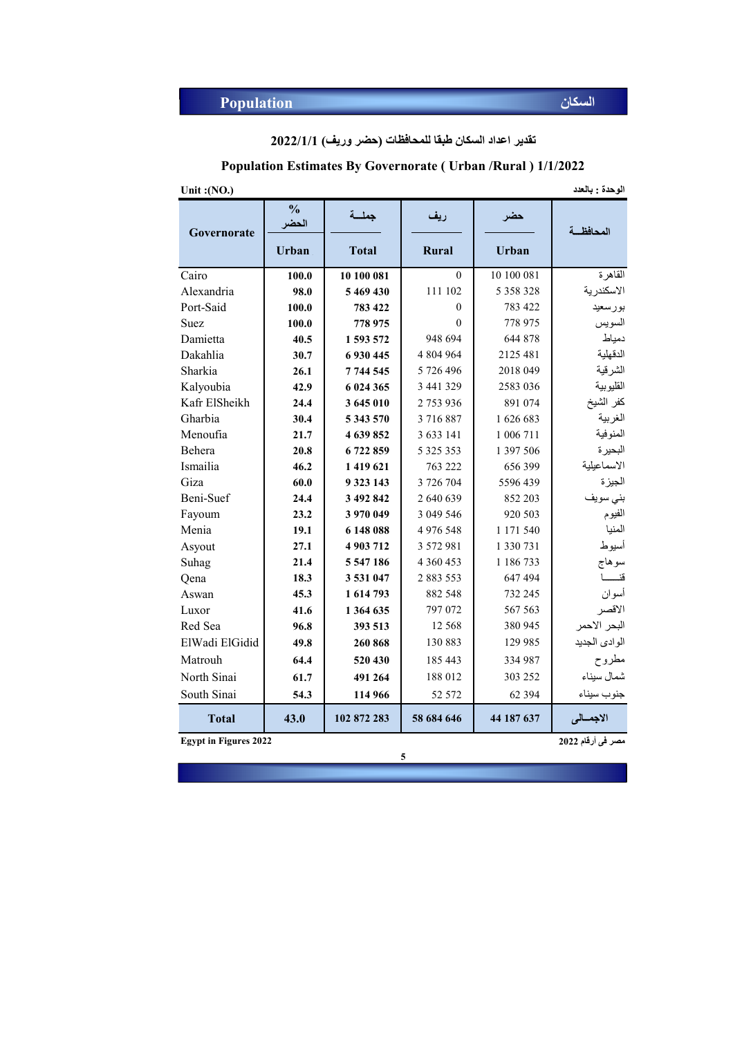# Population السكان

**تقدير اعداد السكان طبقا للمحافظات (حضر وريف) 2022/1/1**

**Population Estimates By Governorate ( Urban /Rural ) 1/1/2022**

Unit :(NO.) الوحدة : بالعدد

| Governorate | % الحضر Urban | جملــة Total | ريف Rural | حضر Urban | المحافظــة |
|---|---|---|---|---|---|
| Cairo | 100.0 | 10 100 081 | 0 | 10 100 081 | القاهرة |
| Alexandria | 98.0 | 5 469 430 | 111 102 | 5 358 328 | الاسكندرية |
| Port-Said | 100.0 | 783 422 | 0 | 783 422 | بورسعيد |
| Suez | 100.0 | 778 975 | 0 | 778 975 | السويس |
| Damietta | 40.5 | 1 593 572 | 948 694 | 644 878 | دمياط |
| Dakahlia | 30.7 | 6 930 445 | 4 804 964 | 2125 481 | الدقهلية |
| Sharkia | 26.1 | 7 744 545 | 5 726 496 | 2018 049 | الشرقية |
| Kalyoubia | 42.9 | 6 024 365 | 3 441 329 | 2583 036 | القليوبية |
| Kafr ElSheikh | 24.4 | 3 645 010 | 2 753 936 | 891 074 | كفر الشيخ |
| Gharbia | 30.4 | 5 343 570 | 3 716 887 | 1 626 683 | الغربية |
| Menoufia | 21.7 | 4 639 852 | 3 633 141 | 1 006 711 | المنوفية |
| Behera | 20.8 | 6 722 859 | 5 325 353 | 1 397 506 | البحيرة |
| Ismailia | 46.2 | 1 419 621 | 763 222 | 656 399 | الاسماعيلية |
| Giza | 60.0 | 9 323 143 | 3 726 704 | 5596 439 | الجيزة |
| Beni-Suef | 24.4 | 3 492 842 | 2 640 639 | 852 203 | بني سويف |
| Fayoum | 23.2 | 3 970 049 | 3 049 546 | 920 503 | الفيوم |
| Menia | 19.1 | 6 148 088 | 4 976 548 | 1 171 540 | المنيا |
| Asyout | 27.1 | 4 903 712 | 3 572 981 | 1 330 731 | أسيوط |
| Suhag | 21.4 | 5 547 186 | 4 360 453 | 1 186 733 | سوهاج |
| Qena | 18.3 | 3 531 047 | 2 883 553 | 647 494 | قنـــا |
| Aswan | 45.3 | 1 614 793 | 882 548 | 732 245 | أسوان |
| Luxor | 41.6 | 1 364 635 | 797 072 | 567 563 | الاقصر |
| Red Sea | 96.8 | 393 513 | 12 568 | 380 945 | البحر الاحمر |
| ElWadi ElGidid | 49.8 | 260 868 | 130 883 | 129 985 | الوادى الجديد |
| Matrouh | 64.4 | 520 430 | 185 443 | 334 987 | مطروح |
| North Sinai | 61.7 | 491 264 | 188 012 | 303 252 | شمال سيناء |
| South Sinai | 54.3 | 114 966 | 52 572 | 62 394 | جنوب سيناء |
| **Total** | **43.0** | **102 872 283** | **58 684 646** | **44 187 637** | **الاجمــالى** |

Egypt in Figures 2022 مصر فى أرقام 2022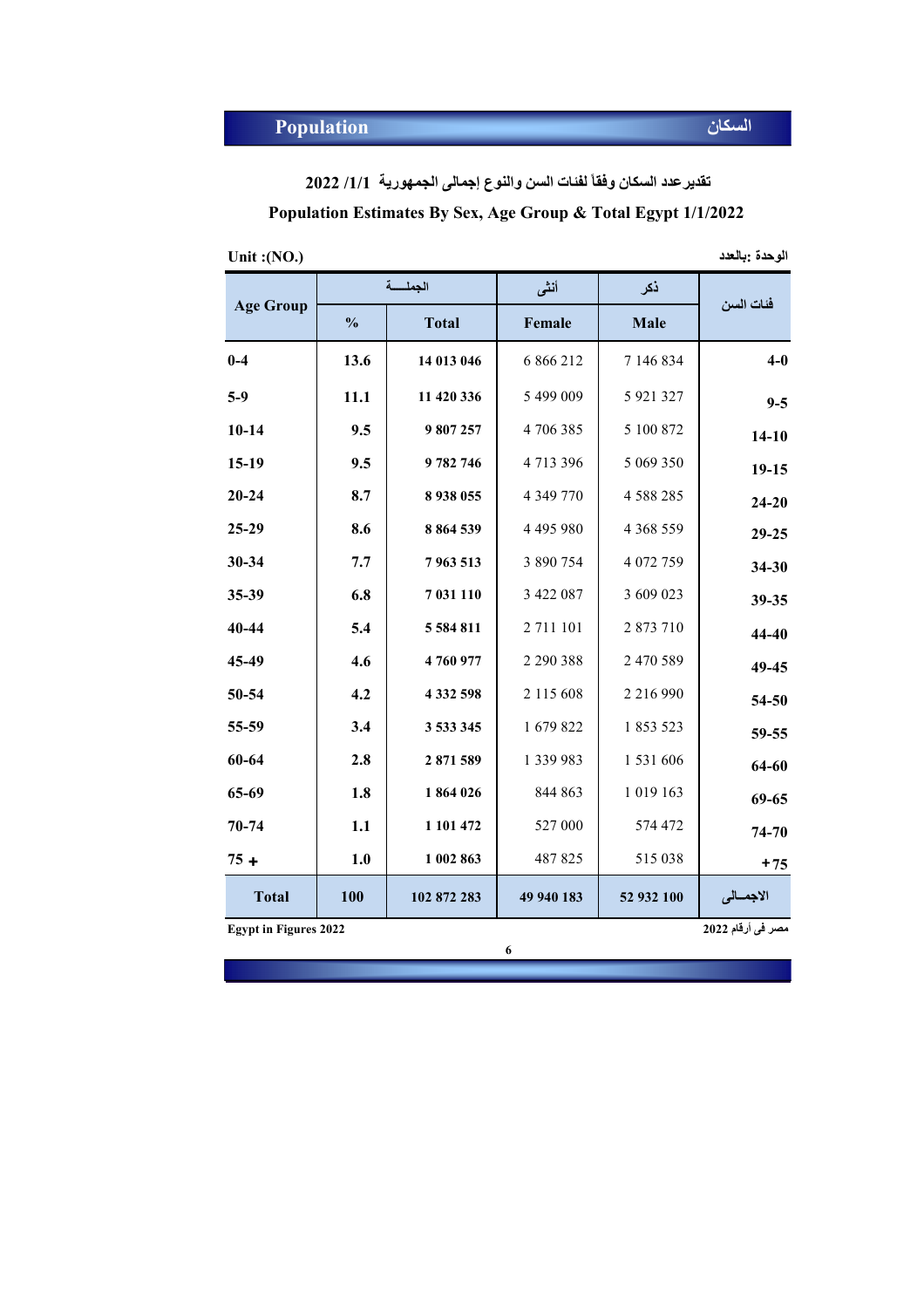Population | السكان

**تقديرعدد السكان وفقاً لفئات السن والنوع إجمالى الجمهورية 1/1/ 2022**

**Population Estimates By Sex, Age Group & Total Egypt 1/1/2022**

Unit :(NO.) | الوحدة :بالعدد

| Age Group | الجملـــة | | أنثى | ذكر | فئات السن |
|---|---|---|---|---|---|
| | % | Total | Female | Male | |
| 0-4 | 13.6 | 14 013 046 | 6 866 212 | 7 146 834 | 4-0 |
| 5-9 | 11.1 | 11 420 336 | 5 499 009 | 5 921 327 | 9-5 |
| 10-14 | 9.5 | 9 807 257 | 4 706 385 | 5 100 872 | 14-10 |
| 15-19 | 9.5 | 9 782 746 | 4 713 396 | 5 069 350 | 19-15 |
| 20-24 | 8.7 | 8 938 055 | 4 349 770 | 4 588 285 | 24-20 |
| 25-29 | 8.6 | 8 864 539 | 4 495 980 | 4 368 559 | 29-25 |
| 30-34 | 7.7 | 7 963 513 | 3 890 754 | 4 072 759 | 34-30 |
| 35-39 | 6.8 | 7 031 110 | 3 422 087 | 3 609 023 | 39-35 |
| 40-44 | 5.4 | 5 584 811 | 2 711 101 | 2 873 710 | 44-40 |
| 45-49 | 4.6 | 4 760 977 | 2 290 388 | 2 470 589 | 49-45 |
| 50-54 | 4.2 | 4 332 598 | 2 115 608 | 2 216 990 | 54-50 |
| 55-59 | 3.4 | 3 533 345 | 1 679 822 | 1 853 523 | 59-55 |
| 60-64 | 2.8 | 2 871 589 | 1 339 983 | 1 531 606 | 64-60 |
| 65-69 | 1.8 | 1 864 026 | 844 863 | 1 019 163 | 69-65 |
| 70-74 | 1.1 | 1 101 472 | 527 000 | 574 472 | 74-70 |
| 75 + | 1.0 | 1 002 863 | 487 825 | 515 038 | +75 |
| **Total** | **100** | **102 872 283** | **49 940 183** | **52 932 100** | **الاجمــالى** |

Egypt in Figures 2022 | مصر فى أرقام 2022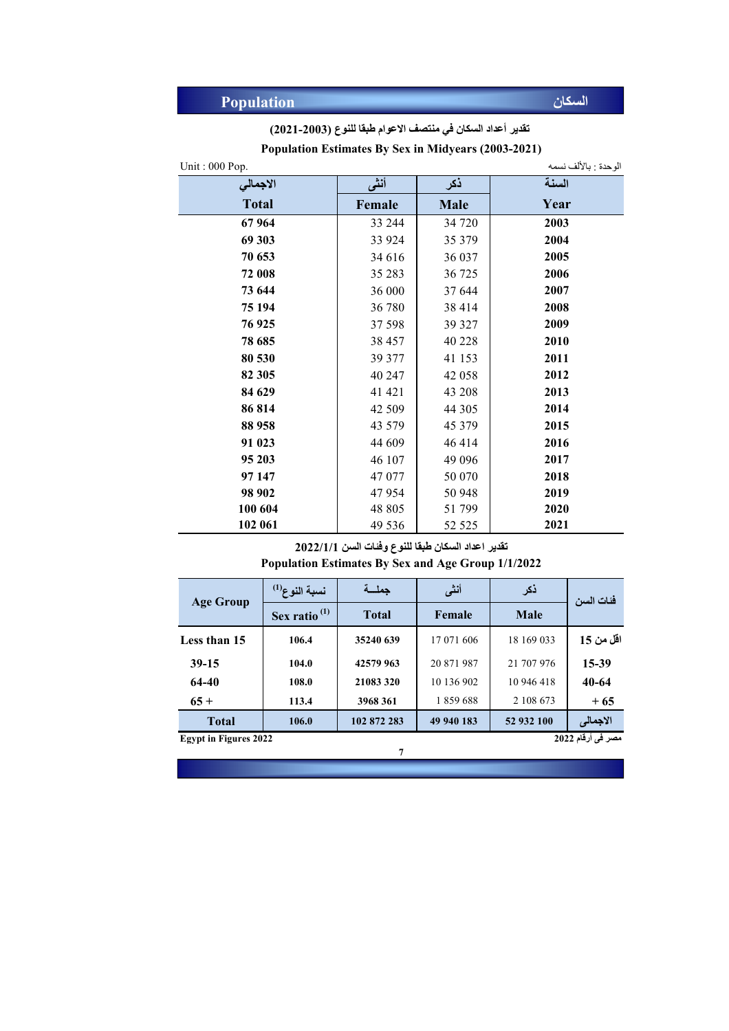## Population السكان

**تقدير أعداد السكان في منتصف الاعوام طبقا للنوع (2003-2021)**

**Population Estimates By Sex in Midyears (2003-2021)**

Unit : 000 Pop. الوحدة : بالألف نسمه

| الاجمالي Total | أنثى Female | ذكر Male | السنة Year |
|---|---|---|---|
| 67 964 | 33 244 | 34 720 | 2003 |
| 69 303 | 33 924 | 35 379 | 2004 |
| 70 653 | 34 616 | 36 037 | 2005 |
| 72 008 | 35 283 | 36 725 | 2006 |
| 73 644 | 36 000 | 37 644 | 2007 |
| 75 194 | 36 780 | 38 414 | 2008 |
| 76 925 | 37 598 | 39 327 | 2009 |
| 78 685 | 38 457 | 40 228 | 2010 |
| 80 530 | 39 377 | 41 153 | 2011 |
| 82 305 | 40 247 | 42 058 | 2012 |
| 84 629 | 41 421 | 43 208 | 2013 |
| 86 814 | 42 509 | 44 305 | 2014 |
| 88 958 | 43 579 | 45 379 | 2015 |
| 91 023 | 44 609 | 46 414 | 2016 |
| 95 203 | 46 107 | 49 096 | 2017 |
| 97 147 | 47 077 | 50 070 | 2018 |
| 98 902 | 47 954 | 50 948 | 2019 |
| 100 604 | 48 805 | 51 799 | 2020 |
| 102 061 | 49 536 | 52 525 | 2021 |

**تقدير اعداد السكان طبقا للنوع وفئات السن 2022/1/1**

**Population Estimates By Sex and Age Group 1/1/2022**

| Age Group | نسبة النوع[1] Sex ratio [1] | جملــة Total | أنثى Female | ذكر Male | فئات السن |
|---|---|---|---|---|---|
| Less than 15 | 106.4 | 35240 639 | 17 071 606 | 18 169 033 | أقل من 15 |
| 39-15 | 104.0 | 42579 963 | 20 871 987 | 21 707 976 | 15-39 |
| 64-40 | 108.0 | 21083 320 | 10 136 902 | 10 946 418 | 40-64 |
| 65 + | 113.4 | 3968 361 | 1 859 688 | 2 108 673 | + 65 |
| **Total** | **106.0** | **102 872 283** | **49 940 183** | **52 932 100** | **الاجمالى** |

Egypt in Figures 2022 مصر فى أرقام 2022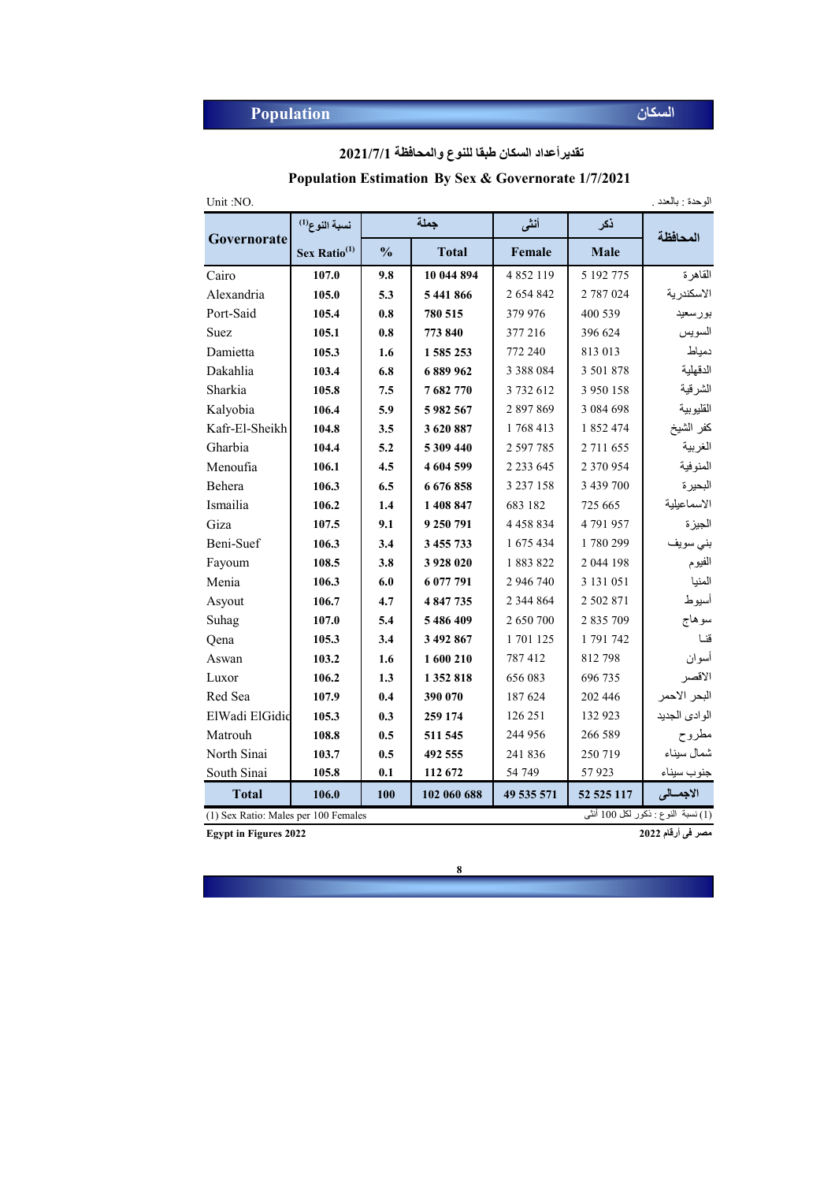## Population السكان

### تقديرأعداد السكان طبقا للنوع والمحافظة 2021/7/1

### Population Estimation By Sex & Governorate 1/7/2021

Unit :NO. الوحدة : بالعدد .

| Governorate | نسبة النوع(1) Sex Ratio(1) | جملة % | جملة Total | أنثى Female | ذكر Male | المحافظة |
|---|---|---|---|---|---|---|
| Cairo | **107.0** | **9.8** | **10 044 894** | 4 852 119 | 5 192 775 | القاهرة |
| Alexandria | **105.0** | **5.3** | **5 441 866** | 2 654 842 | 2 787 024 | الاسكندرية |
| Port-Said | **105.4** | **0.8** | **780 515** | 379 976 | 400 539 | بورسعيد |
| Suez | **105.1** | **0.8** | **773 840** | 377 216 | 396 624 | السويس |
| Damietta | **105.3** | **1.6** | **1 585 253** | 772 240 | 813 013 | دمياط |
| Dakahlia | **103.4** | **6.8** | **6 889 962** | 3 388 084 | 3 501 878 | الدقهلية |
| Sharkia | **105.8** | **7.5** | **7 682 770** | 3 732 612 | 3 950 158 | الشرقية |
| Kalyobia | **106.4** | **5.9** | **5 982 567** | 2 897 869 | 3 084 698 | القليوبية |
| Kafr-El-Sheikh | **104.8** | **3.5** | **3 620 887** | 1 768 413 | 1 852 474 | كفر الشيخ |
| Gharbia | **104.4** | **5.2** | **5 309 440** | 2 597 785 | 2 711 655 | الغربية |
| Menoufia | **106.1** | **4.5** | **4 604 599** | 2 233 645 | 2 370 954 | المنوفية |
| Behera | **106.3** | **6.5** | **6 676 858** | 3 237 158 | 3 439 700 | البحيرة |
| Ismailia | **106.2** | **1.4** | **1 408 847** | 683 182 | 725 665 | الاسماعيلية |
| Giza | **107.5** | **9.1** | **9 250 791** | 4 458 834 | 4 791 957 | الجيزة |
| Beni-Suef | **106.3** | **3.4** | **3 455 733** | 1 675 434 | 1 780 299 | بني سويف |
| Fayoum | **108.5** | **3.8** | **3 928 020** | 1 883 822 | 2 044 198 | الفيوم |
| Menia | **106.3** | **6.0** | **6 077 791** | 2 946 740 | 3 131 051 | المنيا |
| Asyout | **106.7** | **4.7** | **4 847 735** | 2 344 864 | 2 502 871 | أسيوط |
| Suhag | **107.0** | **5.4** | **5 486 409** | 2 650 700 | 2 835 709 | سوهاج |
| Qena | **105.3** | **3.4** | **3 492 867** | 1 701 125 | 1 791 742 | قنا |
| Aswan | **103.2** | **1.6** | **1 600 210** | 787 412 | 812 798 | أسوان |
| Luxor | **106.2** | **1.3** | **1 352 818** | 656 083 | 696 735 | الاقصر |
| Red Sea | **107.9** | **0.4** | **390 070** | 187 624 | 202 446 | البحر الاحمر |
| ElWadi ElGidid | **105.3** | **0.3** | **259 174** | 126 251 | 132 923 | الوادى الجديد |
| Matrouh | **108.8** | **0.5** | **511 545** | 244 956 | 266 589 | مطروح |
| North Sinai | **103.7** | **0.5** | **492 555** | 241 836 | 250 719 | شمال سيناء |
| South Sinai | **105.8** | **0.1** | **112 672** | 54 749 | 57 923 | جنوب سيناء |
| **Total** | **106.0** | **100** | **102 060 688** | **49 535 571** | **52 525 117** | **الاجمالى** |

(1) Sex Ratio: Males per 100 Females — (1) نسبة النوع : ذكور لكل 100 أنثى

**Egypt in Figures 2022** **مصر فى أرقام 2022**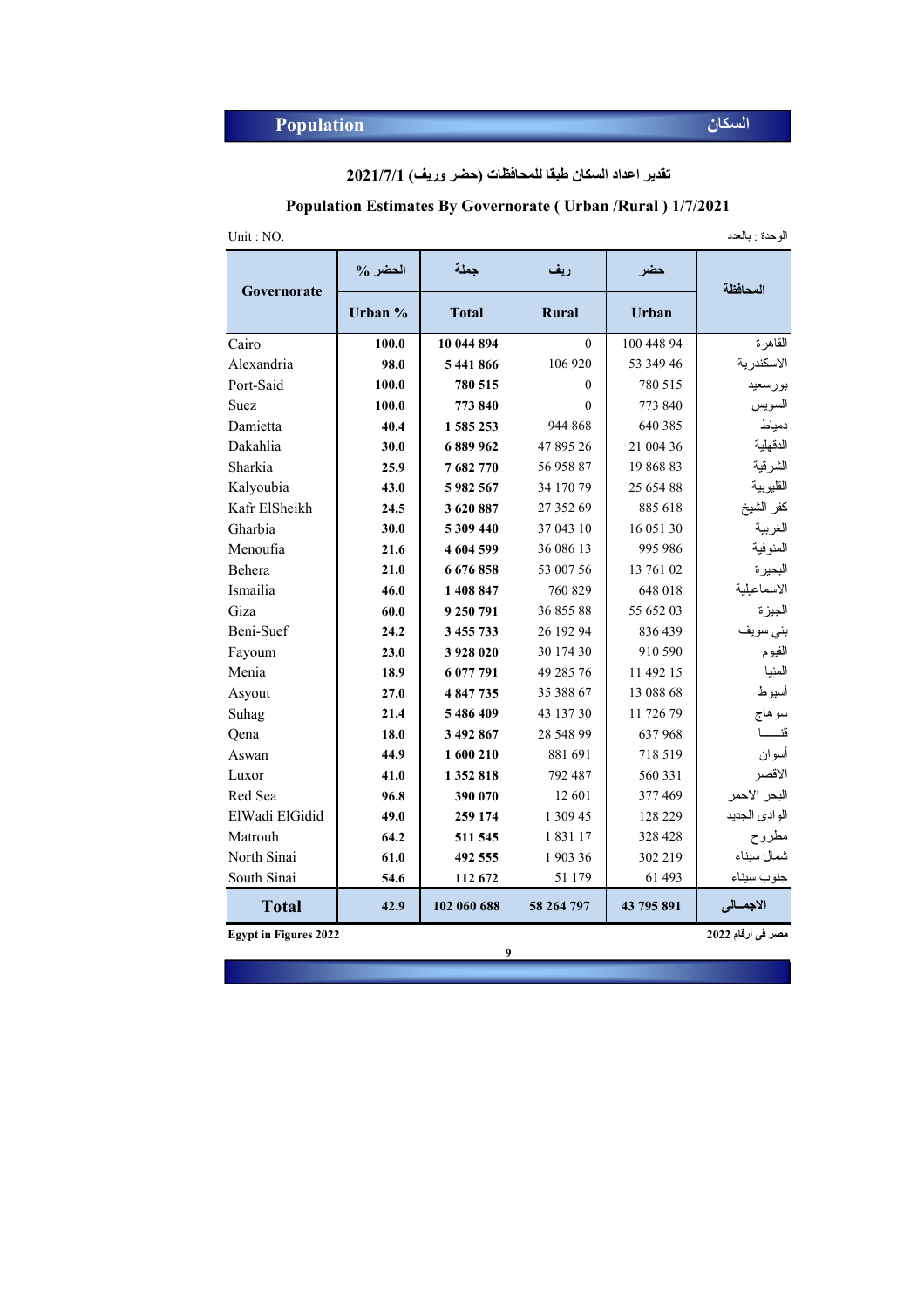## Population — السكان

### تقدير اعداد السكان طبقا للمحافظات (حضر وريف) 2021/7/1

### Population Estimates By Governorate ( Urban /Rural ) 1/7/2021

Unit : NO. — الوحدة : بالعدد

| Governorate | الحضر % Urban % | جملة Total | ريف Rural | حضر Urban | المحافظة |
|---|---|---|---|---|---|
| Cairo | **100.0** | **10 044 894** | 0 | 100 448 94 | القاهرة |
| Alexandria | **98.0** | **5 441 866** | 106 920 | 53 349 46 | الاسكندرية |
| Port-Said | **100.0** | **780 515** | 0 | 780 515 | بورسعيد |
| Suez | **100.0** | **773 840** | 0 | 773 840 | السويس |
| Damietta | **40.4** | **1 585 253** | 944 868 | 640 385 | دمياط |
| Dakahlia | **30.0** | **6 889 962** | 47 895 26 | 21 004 36 | الدقهلية |
| Sharkia | **25.9** | **7 682 770** | 56 958 87 | 19 868 83 | الشرقية |
| Kalyoubia | **43.0** | **5 982 567** | 34 170 79 | 25 654 88 | القليوبية |
| Kafr ElSheikh | **24.5** | **3 620 887** | 27 352 69 | 885 618 | كفر الشيخ |
| Gharbia | **30.0** | **5 309 440** | 37 043 10 | 16 051 30 | الغربية |
| Menoufia | **21.6** | **4 604 599** | 36 086 13 | 995 986 | المنوفية |
| Behera | **21.0** | **6 676 858** | 53 007 56 | 13 761 02 | البحيرة |
| Ismailia | **46.0** | **1 408 847** | 760 829 | 648 018 | الاسماعيلية |
| Giza | **60.0** | **9 250 791** | 36 855 88 | 55 652 03 | الجيزة |
| Beni-Suef | **24.2** | **3 455 733** | 26 192 94 | 836 439 | بني سويف |
| Fayoum | **23.0** | **3 928 020** | 30 174 30 | 910 590 | الفيوم |
| Menia | **18.9** | **6 077 791** | 49 285 76 | 11 492 15 | المنيا |
| Asyout | **27.0** | **4 847 735** | 35 388 67 | 13 088 68 | أسيوط |
| Suhag | **21.4** | **5 486 409** | 43 137 30 | 11 726 79 | سوهاج |
| Qena | **18.0** | **3 492 867** | 28 548 99 | 637 968 | قنـــا |
| Aswan | **44.9** | **1 600 210** | 881 691 | 718 519 | أسوان |
| Luxor | **41.0** | **1 352 818** | 792 487 | 560 331 | الاقصر |
| Red Sea | **96.8** | **390 070** | 12 601 | 377 469 | البحر الاحمر |
| ElWadi ElGidid | **49.0** | **259 174** | 1 309 45 | 128 229 | الوادى الجديد |
| Matrouh | **64.2** | **511 545** | 1 831 17 | 328 428 | مطروح |
| North Sinai | **61.0** | **492 555** | 1 903 36 | 302 219 | شمال سيناء |
| South Sinai | **54.6** | **112 672** | 51 179 | 61 493 | جنوب سيناء |
| **Total** | **42.9** | **102 060 688** | **58 264 797** | **43 795 891** | **الاجمــالى** |

**Egypt in Figures 2022** — **مصر فى أرقام 2022**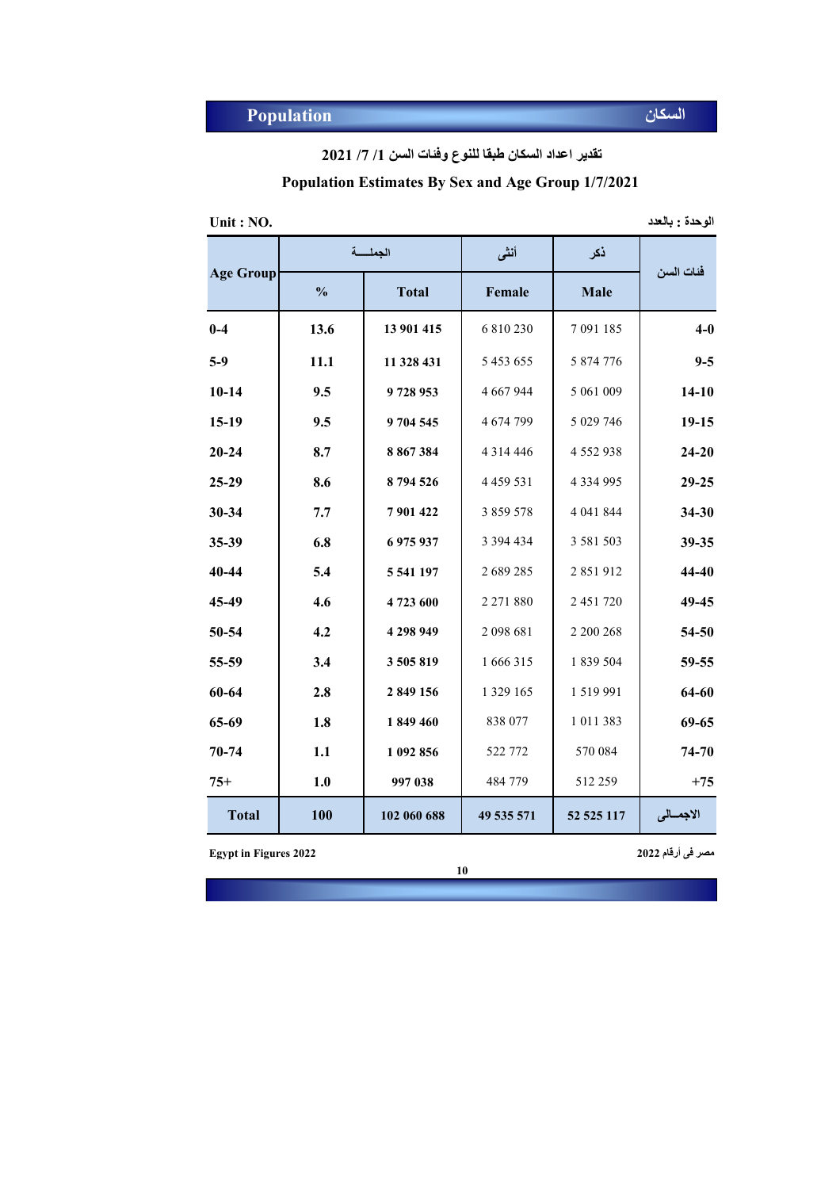## Population السكان

### تقدير اعداد السكان طبقا للنوع وفئات السن 1/ 7/ 2021

### Population Estimates By Sex and Age Group 1/7/2021

Unit : NO. الوحدة : بالعدد

| Age Group | الجملـــة | | أنثى | ذكر | فئات السن |
|---|---|---|---|---|---|
| | % | Total | Female | Male | |
| 0-4 | 13.6 | 13 901 415 | 6 810 230 | 7 091 185 | 4-0 |
| 5-9 | 11.1 | 11 328 431 | 5 453 655 | 5 874 776 | 9-5 |
| 10-14 | 9.5 | 9 728 953 | 4 667 944 | 5 061 009 | 14-10 |
| 15-19 | 9.5 | 9 704 545 | 4 674 799 | 5 029 746 | 19-15 |
| 20-24 | 8.7 | 8 867 384 | 4 314 446 | 4 552 938 | 24-20 |
| 25-29 | 8.6 | 8 794 526 | 4 459 531 | 4 334 995 | 29-25 |
| 30-34 | 7.7 | 7 901 422 | 3 859 578 | 4 041 844 | 34-30 |
| 35-39 | 6.8 | 6 975 937 | 3 394 434 | 3 581 503 | 39-35 |
| 40-44 | 5.4 | 5 541 197 | 2 689 285 | 2 851 912 | 44-40 |
| 45-49 | 4.6 | 4 723 600 | 2 271 880 | 2 451 720 | 49-45 |
| 50-54 | 4.2 | 4 298 949 | 2 098 681 | 2 200 268 | 54-50 |
| 55-59 | 3.4 | 3 505 819 | 1 666 315 | 1 839 504 | 59-55 |
| 60-64 | 2.8 | 2 849 156 | 1 329 165 | 1 519 991 | 64-60 |
| 65-69 | 1.8 | 1 849 460 | 838 077 | 1 011 383 | 69-65 |
| 70-74 | 1.1 | 1 092 856 | 522 772 | 570 084 | 74-70 |
| 75+ | 1.0 | 997 038 | 484 779 | 512 259 | +75 |
| Total | 100 | 102 060 688 | 49 535 571 | 52 525 117 | الاجمـالى |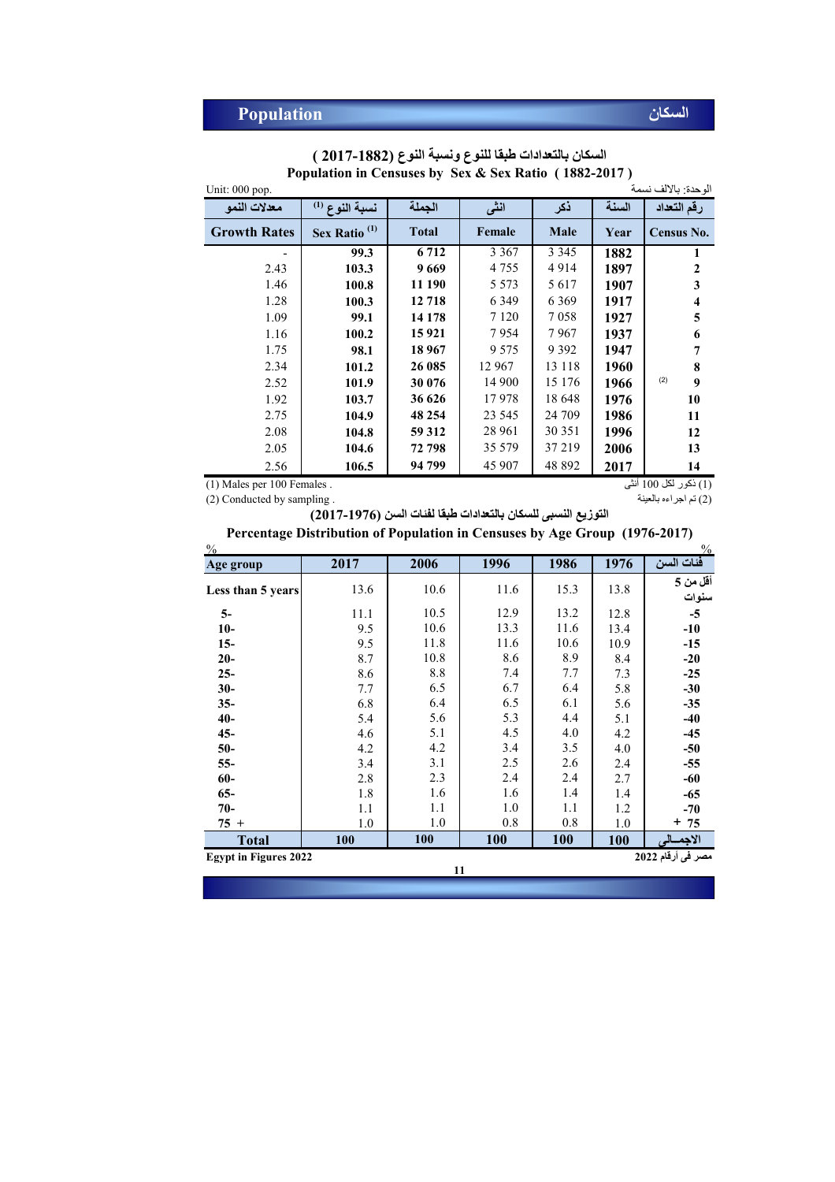# Population السكان

## السكان بالتعدادات طبقا للنوع ونسبة النوع (1882-2017 )
## Population in Censuses by Sex & Sex Ratio ( 1882-2017 )

Unit: 000 pop. الوحدة: بالالف نسمة

| معدلات النمو Growth Rates | نسبة النوع (1) Sex Ratio (1) | الجملة Total | انثى Female | ذكر Male | السنة Year | رقم التعداد Census No. |
|---|---|---|---|---|---|---|
| - | 99.3 | 6 712 | 3 367 | 3 345 | 1882 | 1 |
| 2.43 | 103.3 | 9 669 | 4 755 | 4 914 | 1897 | 2 |
| 1.46 | 100.8 | 11 190 | 5 573 | 5 617 | 1907 | 3 |
| 1.28 | 100.3 | 12 718 | 6 349 | 6 369 | 1917 | 4 |
| 1.09 | 99.1 | 14 178 | 7 120 | 7 058 | 1927 | 5 |
| 1.16 | 100.2 | 15 921 | 7 954 | 7 967 | 1937 | 6 |
| 1.75 | 98.1 | 18 967 | 9 575 | 9 392 | 1947 | 7 |
| 2.34 | 101.2 | 26 085 | 12 967 | 13 118 | 1960 | 8 |
| 2.52 | 101.9 | 30 076 | 14 900 | 15 176 | 1966 | (2) 9 |
| 1.92 | 103.7 | 36 626 | 17 978 | 18 648 | 1976 | 10 |
| 2.75 | 104.9 | 48 254 | 23 545 | 24 709 | 1986 | 11 |
| 2.08 | 104.8 | 59 312 | 28 961 | 30 351 | 1996 | 12 |
| 2.05 | 104.6 | 72 798 | 35 579 | 37 219 | 2006 | 13 |
| 2.56 | 106.5 | 94 799 | 45 907 | 48 892 | 2017 | 14 |

(1) Males per 100 Females . (1) ذكور لكل 100 أنثى

(2) Conducted by sampling . (2) تم اجراءه بالعينة

## التوزيع النسبى للسكان بالتعدادات طبقا لفئات السن (1976-2017)
## Percentage Distribution of Population in Censuses by Age Group (1976-2017)

% %

| Age group | 2017 | 2006 | 1996 | 1986 | 1976 | فئات السن |
|---|---|---|---|---|---|---|
| Less than 5 years | 13.6 | 10.6 | 11.6 | 15.3 | 13.8 | أقل من 5 سنوات |
| 5- | 11.1 | 10.5 | 12.9 | 13.2 | 12.8 | -5 |
| 10- | 9.5 | 10.6 | 13.3 | 11.6 | 13.4 | -10 |
| 15- | 9.5 | 11.8 | 11.6 | 10.6 | 10.9 | -15 |
| 20- | 8.7 | 10.8 | 8.6 | 8.9 | 8.4 | -20 |
| 25- | 8.6 | 8.8 | 7.4 | 7.7 | 7.3 | -25 |
| 30- | 7.7 | 6.5 | 6.7 | 6.4 | 5.8 | -30 |
| 35- | 6.8 | 6.4 | 6.5 | 6.1 | 5.6 | -35 |
| 40- | 5.4 | 5.6 | 5.3 | 4.4 | 5.1 | -40 |
| 45- | 4.6 | 5.1 | 4.5 | 4.0 | 4.2 | -45 |
| 50- | 4.2 | 4.2 | 3.4 | 3.5 | 4.0 | -50 |
| 55- | 3.4 | 3.1 | 2.5 | 2.6 | 2.4 | -55 |
| 60- | 2.8 | 2.3 | 2.4 | 2.4 | 2.7 | -60 |
| 65- | 1.8 | 1.6 | 1.6 | 1.4 | 1.4 | -65 |
| 70- | 1.1 | 1.1 | 1.0 | 1.1 | 1.2 | -70 |
| 75 + | 1.0 | 1.0 | 0.8 | 0.8 | 1.0 | + 75 |
| Total | 100 | 100 | 100 | 100 | 100 | الاجمـالى |

Egypt in Figures 2022 مصر فى أرقام 2022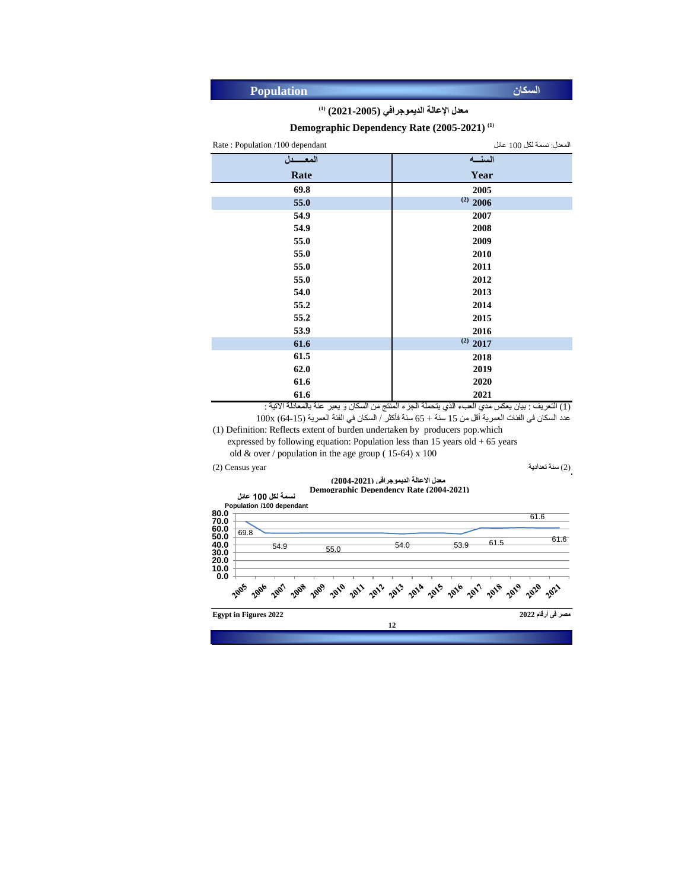# Population السكان

## معدل الإعالة الديموجرافي (2005-2021) (1)

## Demographic Dependency Rate (2005-2021) (1)

Rate : Population /100 dependant — المعدل: نسمة لكل 100 عائل

| المعـــــدل<br>Rate | السنـــه<br>Year |
|---|---|
| 69.8 | 2005 |
| 55.0 | (2) 2006 |
| 54.9 | 2007 |
| 54.9 | 2008 |
| 55.0 | 2009 |
| 55.0 | 2010 |
| 55.0 | 2011 |
| 55.0 | 2012 |
| 54.0 | 2013 |
| 55.2 | 2014 |
| 55.2 | 2015 |
| 53.9 | 2016 |
| 61.6 | (2) 2017 |
| 61.5 | 2018 |
| 62.0 | 2019 |
| 61.6 | 2020 |
| 61.6 | 2021 |

(1) التعريف : بيان يعكس مدي العبء الذي يتحملة الجزء المنتج من السكان و يعبر عنة بالمعادلة الاتية :
عدد السكان فى الفئات العمرية أقل من 15 سنة + 65 سنة فأكثر / السكان في الفئة العمرية (15-64) x100

(1) Definition: Reflects extent of burden undertaken by producers pop.which expressed by following equation: Population less than 15 years old + 65 years old & over / population in the age group ( 15-64) x 100

(2) Census year — (2) سنة تعدادية

معدل الاعالة الديموجرافى (2004-2021)

Demographic Dependency Rate (2004-2021)

نسمة لكل 100 عائل

Population /100 dependant

| Year | 2005 | 2006 | 2007 | 2008 | 2009 | 2010 | 2011 | 2012 | 2013 | 2014 | 2015 | 2016 | 2017 | 2018 | 2019 | 2020 | 2021 |
|---|---|---|---|---|---|---|---|---|---|---|---|---|---|---|---|---|---|
| Labeled values | 69.8 | | 54.9 | | 55.0 | | | | 54.0 | | | 53.9 | | 61.5 | | 61.6 | 61.6 |

Egypt in Figures 2022 — مصر فى أرقام 2022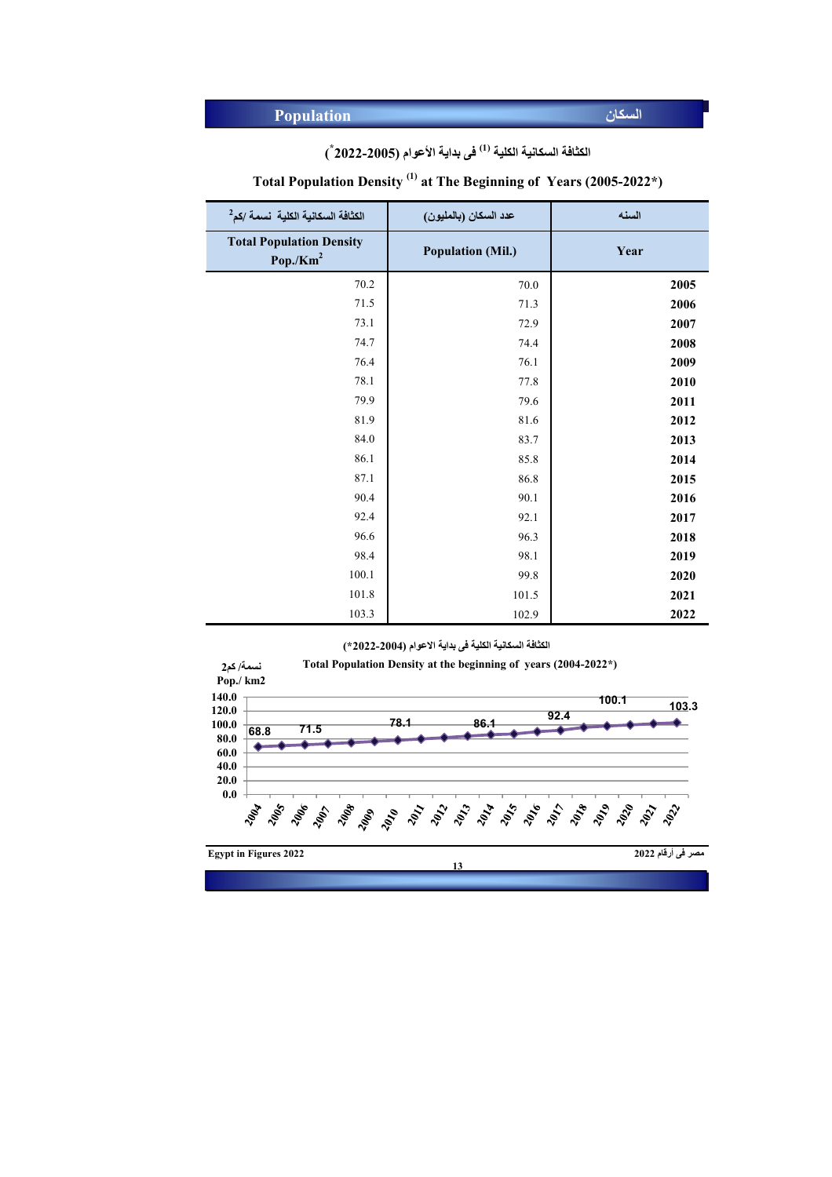## Population السكان

### الكثافة السكانية الكلية (1) فى بداية الأعوام (2005-2022*)

### Total Population Density (1) at The Beginning of Years (2005-2022*)

| الكثافة السكانية الكلية نسمة /كم2 Total Population Density Pop./Km$^2$ | عدد السكان (بالمليون) Population (Mil.) | السنه Year |
|---|---|---|
| 70.2 | 70.0 | **2005** |
| 71.5 | 71.3 | **2006** |
| 73.1 | 72.9 | **2007** |
| 74.7 | 74.4 | **2008** |
| 76.4 | 76.1 | **2009** |
| 78.1 | 77.8 | **2010** |
| 79.9 | 79.6 | **2011** |
| 81.9 | 81.6 | **2012** |
| 84.0 | 83.7 | **2013** |
| 86.1 | 85.8 | **2014** |
| 87.1 | 86.8 | **2015** |
| 90.4 | 90.1 | **2016** |
| 92.4 | 92.1 | **2017** |
| 96.6 | 96.3 | **2018** |
| 98.4 | 98.1 | **2019** |
| 100.1 | 99.8 | **2020** |
| 101.8 | 101.5 | **2021** |
| 103.3 | 102.9 | **2022** |

الكثافة السكانية الكلية فى بداية الاعوام (2004-2022*)

Total Population Density at the beginning of years (2004-2022*)

نسمة/ كم2
Pop./ km2

Egypt in Figures 2022 — مصر فى أرقام 2022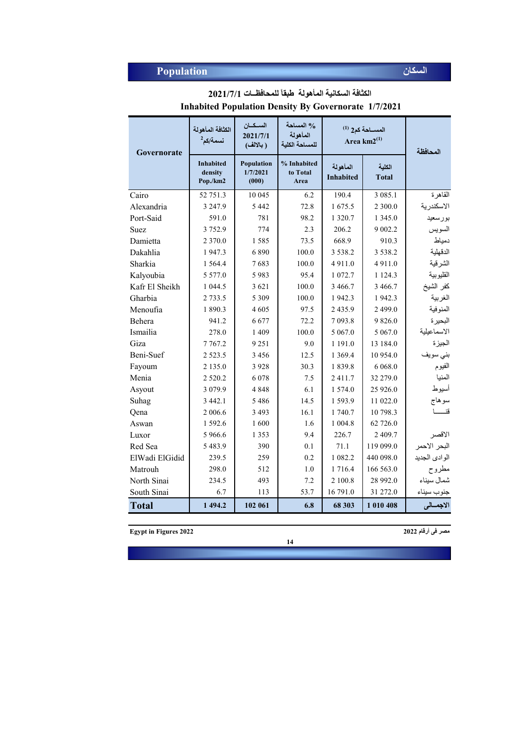## Population السكان

### الكثافة السكانية المأهولة طبقاً للمحافظــات 2021/7/1

### Inhabited Population Density By Governorate 1/7/2021

| Governorate | الكثافة المأهولة نسمة/كم2 Inhabited density Pop./km2 | السكــان 2021/7/1 (بالالف) Population 1/7/2021 (000) | % المساحة المأهولة للمساحة الكلية % Inhabited to Total Area | المســاحة كم2 (1) Area km2[1] | | المحافظة |
|---|---|---|---|---|---|---|
| | | | | المأهولة Inhabited | الكلية Total | |
| Cairo | 52 751.3 | 10 045 | 6.2 | 190.4 | 3 085.1 | القاهرة |
| Alexandria | 3 247.9 | 5 442 | 72.8 | 1 675.5 | 2 300.0 | الاسكندرية |
| Port-Said | 591.0 | 781 | 98.2 | 1 320.7 | 1 345.0 | بورسعيد |
| Suez | 3 752.9 | 774 | 2.3 | 206.2 | 9 002.2 | السويس |
| Damietta | 2 370.0 | 1 585 | 73.5 | 668.9 | 910.3 | دمياط |
| Dakahlia | 1 947.3 | 6 890 | 100.0 | 3 538.2 | 3 538.2 | الدقهلية |
| Sharkia | 1 564.4 | 7 683 | 100.0 | 4 911.0 | 4 911.0 | الشرقية |
| Kalyoubia | 5 577.0 | 5 983 | 95.4 | 1 072.7 | 1 124.3 | القليوبية |
| Kafr El Sheikh | 1 044.5 | 3 621 | 100.0 | 3 466.7 | 3 466.7 | كفر الشيخ |
| Gharbia | 2 733.5 | 5 309 | 100.0 | 1 942.3 | 1 942.3 | الغربية |
| Menoufia | 1 890.3 | 4 605 | 97.5 | 2 435.9 | 2 499.0 | المنوفية |
| Behera | 941.2 | 6 677 | 72.2 | 7 093.8 | 9 826.0 | البحيرة |
| Ismailia | 278.0 | 1 409 | 100.0 | 5 067.0 | 5 067.0 | الاسماعيلية |
| Giza | 7 767.2 | 9 251 | 9.0 | 1 191.0 | 13 184.0 | الجيزة |
| Beni-Suef | 2 523.5 | 3 456 | 12.5 | 1 369.4 | 10 954.0 | بني سويف |
| Fayoum | 2 135.0 | 3 928 | 30.3 | 1 839.8 | 6 068.0 | الفيوم |
| Menia | 2 520.2 | 6 078 | 7.5 | 2 411.7 | 32 279.0 | المنيا |
| Asyout | 3 079.9 | 4 848 | 6.1 | 1 574.0 | 25 926.0 | أسيوط |
| Suhag | 3 442.1 | 5 486 | 14.5 | 1 593.9 | 11 022.0 | سوهاج |
| Qena | 2 006.6 | 3 493 | 16.1 | 1 740.7 | 10 798.3 | قنـــا |
| Aswan | 1 592.6 | 1 600 | 1.6 | 1 004.8 | 62 726.0 | |
| Luxor | 5 966.6 | 1 353 | 9.4 | 226.7 | 2 409.7 | الاقصر |
| Red Sea | 5 483.9 | 390 | 0.1 | 71.1 | 119 099.0 | البحر الاحمر |
| ElWadi ElGidid | 239.5 | 259 | 0.2 | 1 082.2 | 440 098.0 | الوادى الجديد |
| Matrouh | 298.0 | 512 | 1.0 | 1 716.4 | 166 563.0 | مطروح |
| North Sinai | 234.5 | 493 | 7.2 | 2 100.8 | 28 992.0 | شمال سيناء |
| South Sinai | 6.7 | 113 | 53.7 | 16 791.0 | 31 272.0 | جنوب سيناء |
| **Total** | **1 494.2** | **102 061** | **6.8** | **68 303** | **1 010 408** | **الاجمـالى** |

Egypt in Figures 2022 مصر فى أرقام 2022